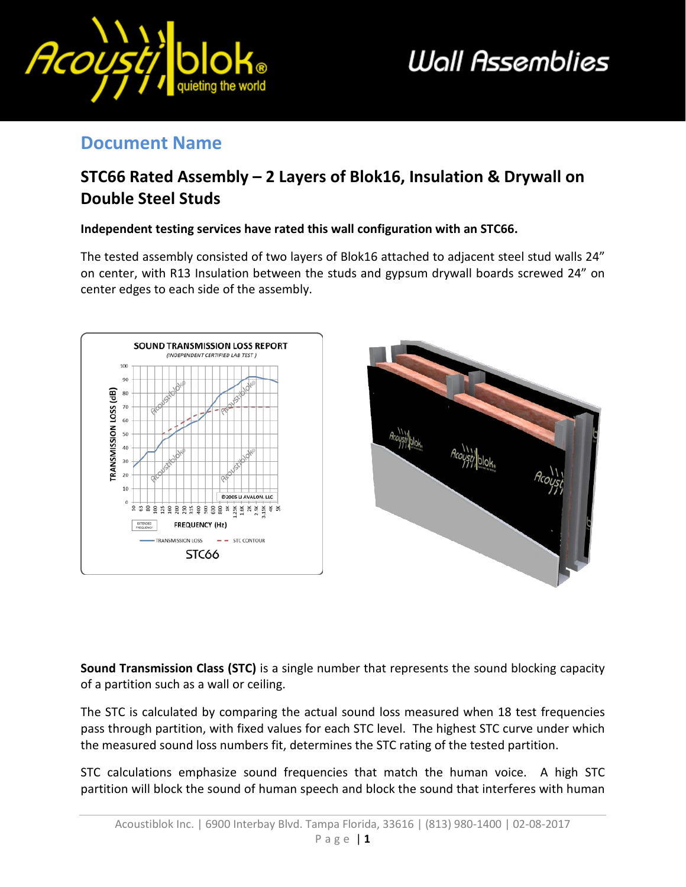# Wall Assemblies

## Document Name

## STC66 Rated Assembly – 2 Layers of Blok16, Insulation & Drywall on Double Steel Studs

**Independent testing services have rated this wall configuration with an STC66.**

The tested assembly consisted of two layers of Blok16 attached to adjacent steel stud walls 24" on center, with R13 Insulation between the studs and gypsum drywall boards screwed 24" on center edges to each side of the assembly.

SOUND TRANSMISSION LOSS REPORT
*(INDEPENDENT CERTIFIED LAB TEST)*

STC66

**Sound Transmission Class (STC)** is a single number that represents the sound blocking capacity of a partition such as a wall or ceiling.

The STC is calculated by comparing the actual sound loss measured when 18 test frequencies pass through partition, with fixed values for each STC level. The highest STC curve under which the measured sound loss numbers fit, determines the STC rating of the tested partition.

STC calculations emphasize sound frequencies that match the human voice. A high STC partition will block the sound of human speech and block the sound that interferes with human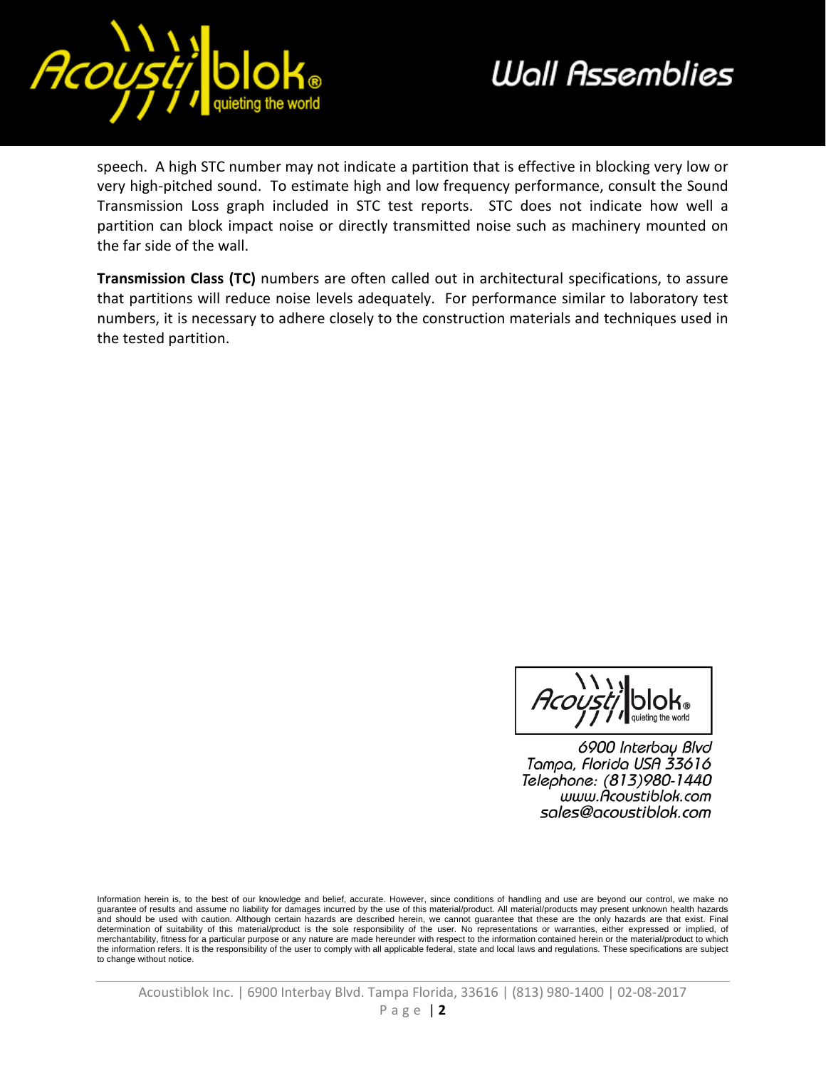speech. A high STC number may not indicate a partition that is effective in blocking very low or very high-pitched sound. To estimate high and low frequency performance, consult the Sound Transmission Loss graph included in STC test reports. STC does not indicate how well a partition can block impact noise or directly transmitted noise such as machinery mounted on the far side of the wall.

**Transmission Class (TC)** numbers are often called out in architectural specifications, to assure that partitions will reduce noise levels adequately. For performance similar to laboratory test numbers, it is necessary to adhere closely to the construction materials and techniques used in the tested partition.

Acoustiblok® quieting the world

6900 Interbay Blvd
Tampa, Florida USA 33616
Telephone: (813)980-1440
www.Acoustiblok.com
sales@acoustiblok.com

Information herein is, to the best of our knowledge and belief, accurate. However, since conditions of handling and use are beyond our control, we make no guarantee of results and assume no liability for damages incurred by the use of this material/product. All material/products may present unknown health hazards and should be used with caution. Although certain hazards are described herein, we cannot guarantee that these are the only hazards are that exist. Final determination of suitability of this material/product is the sole responsibility of the user. No representations or warranties, either expressed or implied, of merchantability, fitness for a particular purpose or any nature are made hereunder with respect to the information contained herein or the material/product to which the information refers. It is the responsibility of the user to comply with all applicable federal, state and local laws and regulations. These specifications are subject to change without notice.

Acoustiblok Inc. | 6900 Interbay Blvd. Tampa Florida, 33616 | (813) 980-1400 | 02-08-2017